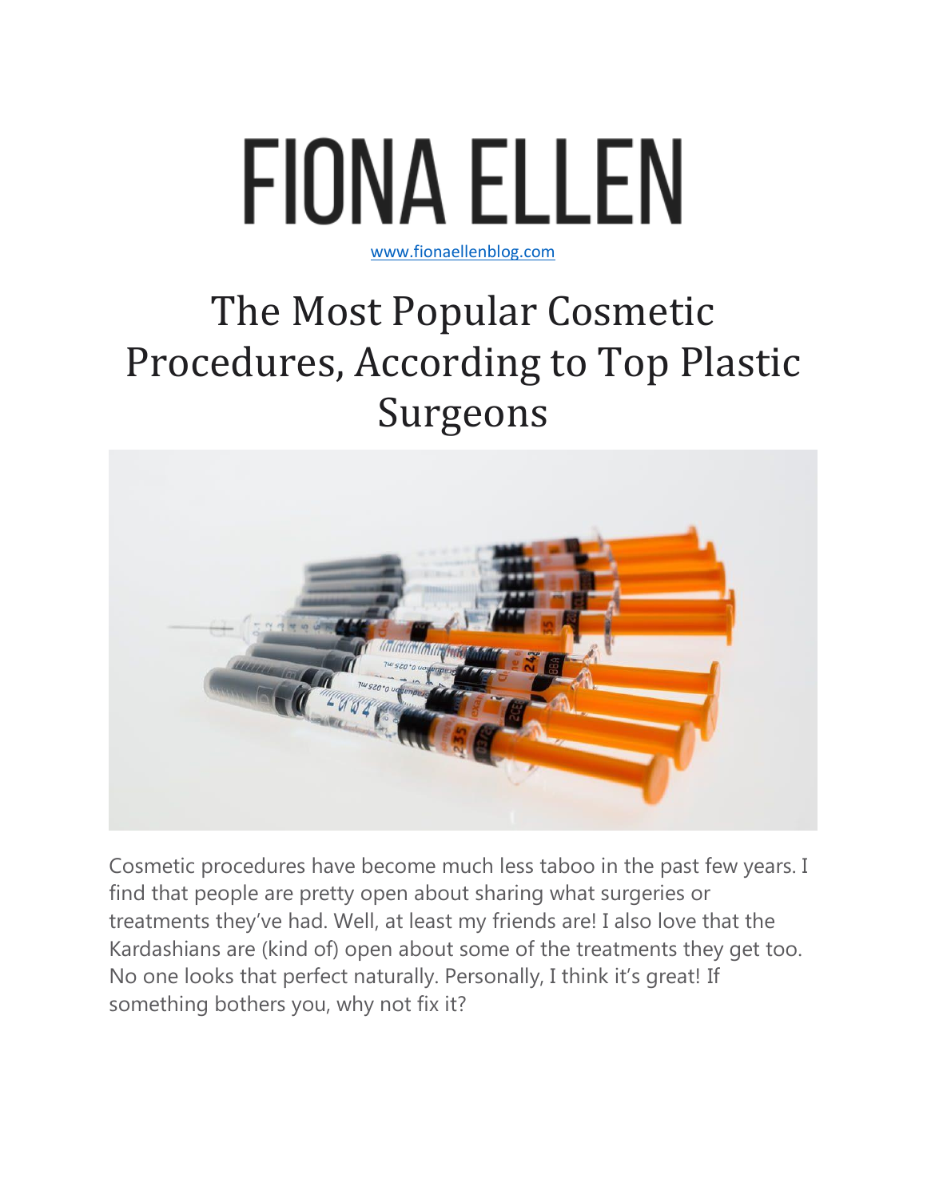# FIONA ELLEN

www.fionaellenblog.com

# The Most Popular Cosmetic Procedures, According to Top Plastic Surgeons

Cosmetic procedures have become much less taboo in the past few years. I find that people are pretty open about sharing what surgeries or treatments they've had. Well, at least my friends are! I also love that the Kardashians are (kind of) open about some of the treatments they get too. No one looks that perfect naturally. Personally, I think it's great! If something bothers you, why not fix it?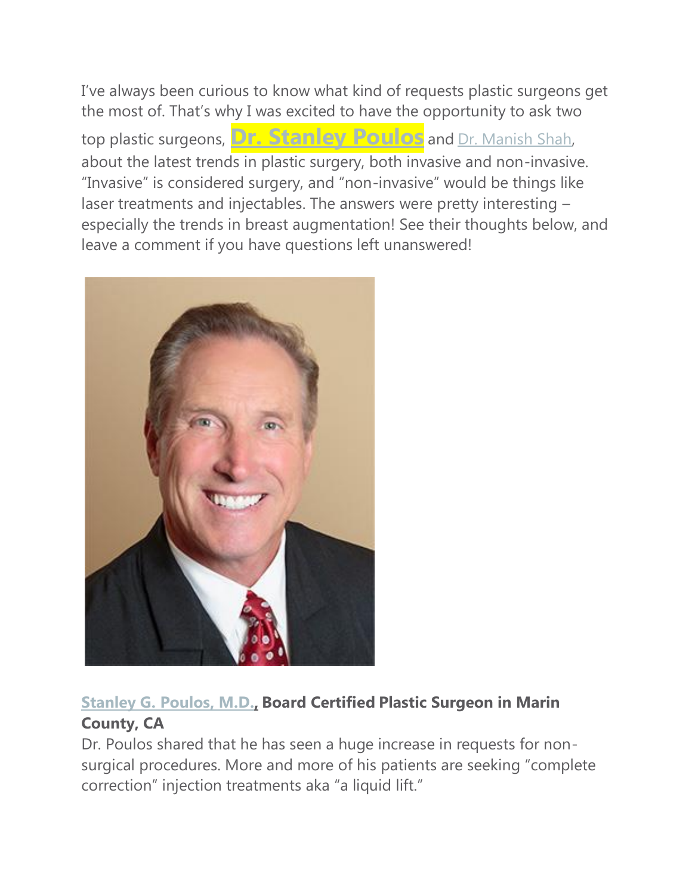I've always been curious to know what kind of requests plastic surgeons get the most of. That's why I was excited to have the opportunity to ask two top plastic surgeons, **Dr. Stanley Poulos** and Dr. Manish Shah, about the latest trends in plastic surgery, both invasive and non-invasive. "Invasive" is considered surgery, and "non-invasive" would be things like laser treatments and injectables. The answers were pretty interesting – especially the trends in breast augmentation! See their thoughts below, and leave a comment if you have questions left unanswered!

**Stanley G. Poulos, M.D., Board Certified Plastic Surgeon in Marin County, CA**

Dr. Poulos shared that he has seen a huge increase in requests for non-surgical procedures. More and more of his patients are seeking "complete correction" injection treatments aka "a liquid lift."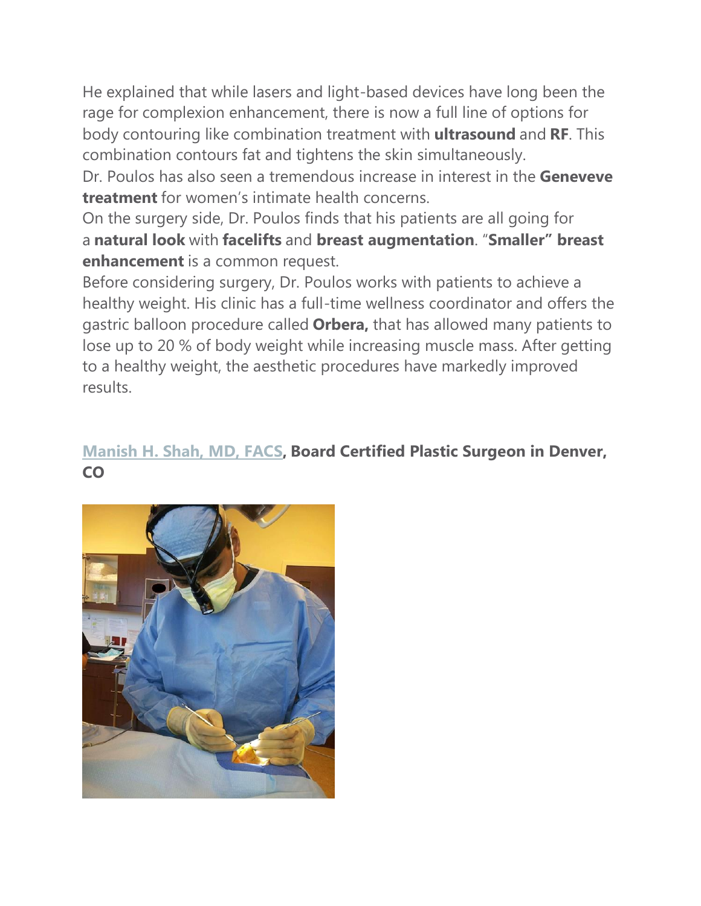He explained that while lasers and light-based devices have long been the rage for complexion enhancement, there is now a full line of options for body contouring like combination treatment with **ultrasound** and **RF**. This combination contours fat and tightens the skin simultaneously.

Dr. Poulos has also seen a tremendous increase in interest in the **Geneveve treatment** for women's intimate health concerns.

On the surgery side, Dr. Poulos finds that his patients are all going for a **natural look** with **facelifts** and **breast augmentation**. "**Smaller" breast enhancement** is a common request.

Before considering surgery, Dr. Poulos works with patients to achieve a healthy weight. His clinic has a full-time wellness coordinator and offers the gastric balloon procedure called **Orbera,** that has allowed many patients to lose up to 20 % of body weight while increasing muscle mass. After getting to a healthy weight, the aesthetic procedures have markedly improved results.

## Manish H. Shah, MD, FACS, Board Certified Plastic Surgeon in Denver, CO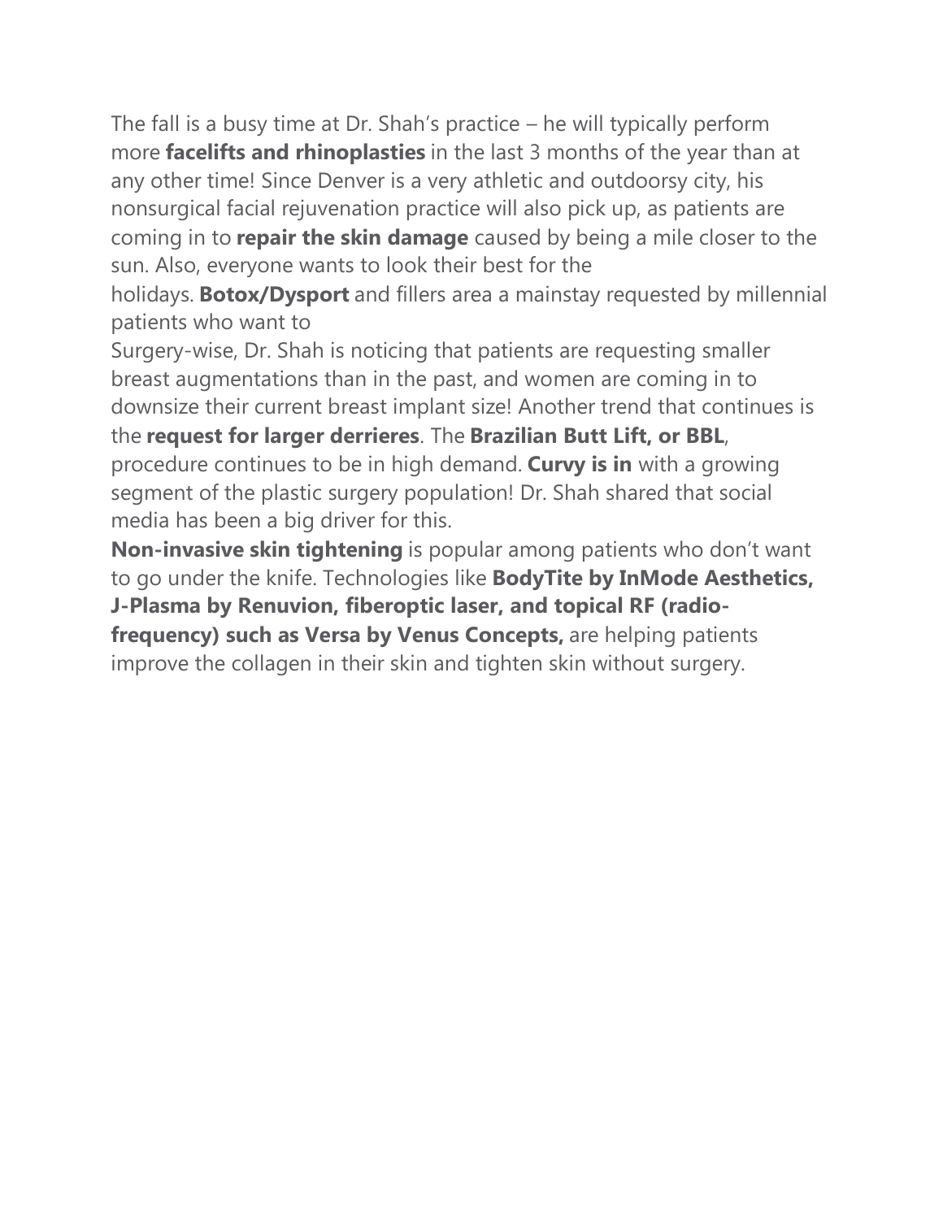The fall is a busy time at Dr. Shah's practice – he will typically perform more **facelifts and rhinoplasties** in the last 3 months of the year than at any other time! Since Denver is a very athletic and outdoorsy city, his nonsurgical facial rejuvenation practice will also pick up, as patients are coming in to **repair the skin damage** caused by being a mile closer to the sun. Also, everyone wants to look their best for the holidays. **Botox/Dysport** and fillers area a mainstay requested by millennial patients who want to

Surgery-wise, Dr. Shah is noticing that patients are requesting smaller breast augmentations than in the past, and women are coming in to downsize their current breast implant size! Another trend that continues is the **request for larger derrieres**. The **Brazilian Butt Lift, or BBL**, procedure continues to be in high demand. **Curvy is in** with a growing segment of the plastic surgery population! Dr. Shah shared that social media has been a big driver for this.

**Non-invasive skin tightening** is popular among patients who don't want to go under the knife. Technologies like **BodyTite by InMode Aesthetics, J-Plasma by Renuvion, fiberoptic laser, and topical RF (radio-frequency) such as Versa by Venus Concepts,** are helping patients improve the collagen in their skin and tighten skin without surgery.